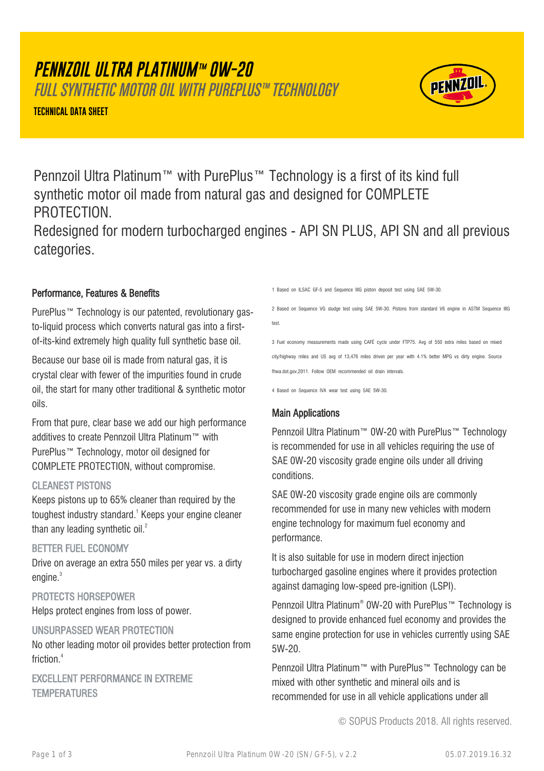# PENNZOIL ULTRA PLATINUM™ 0W-20

## FULL SYNTHETIC MOTOR OIL WITH PUREPLUS™ TECHNOLOGY

**TECHNICAL DATA SHEET**

Pennzoil Ultra Platinum™ with PurePlus™ Technology is a first of its kind full synthetic motor oil made from natural gas and designed for COMPLETE PROTECTION.
Redesigned for modern turbocharged engines - API SN PLUS, API SN and all previous categories.

### Performance, Features & Benefits

PurePlus™ Technology is our patented, revolutionary gas-to-liquid process which converts natural gas into a first-of-its-kind extremely high quality full synthetic base oil.

Because our base oil is made from natural gas, it is crystal clear with fewer of the impurities found in crude oil, the start for many other traditional & synthetic motor oils.

From that pure, clear base we add our high performance additives to create Pennzoil Ultra Platinum™ with PurePlus™ Technology, motor oil designed for COMPLETE PROTECTION, without compromise.

#### CLEANEST PISTONS

Keeps pistons up to 65% cleaner than required by the toughest industry standard.[1] Keeps your engine cleaner than any leading synthetic oil.[2]

#### BETTER FUEL ECONOMY

Drive on average an extra 550 miles per year vs. a dirty engine.[3]

#### PROTECTS HORSEPOWER

Helps protect engines from loss of power.

#### UNSURPASSED WEAR PROTECTION

No other leading motor oil provides better protection from friction.[4]

#### EXCELLENT PERFORMANCE IN EXTREME TEMPERATURES

1 Based on ILSAC GF-5 and Sequence IIIG piston deposit test using SAE 5W-30.

2 Based on Sequence VG sludge test using SAE 5W-30. Pistons from standard V6 engine in ASTM Sequence IIIG test.

3 Fuel economy measurements made using CAFÉ cycle under FTP75. Avg of 550 extra miles based on mixed city/highway miles and US avg of 13,476 miles driven per year with 4.1% better MPG vs dirty engine. Source fhwa.dot.gov,2011. Follow OEM recommended oil drain intervals.

4 Based on Sequence IVA wear test using SAE 5W-30.

### Main Applications

Pennzoil Ultra Platinum™ 0W-20 with PurePlus™ Technology is recommended for use in all vehicles requiring the use of SAE 0W-20 viscosity grade engine oils under all driving conditions.

SAE 0W-20 viscosity grade engine oils are commonly recommended for use in many new vehicles with modern engine technology for maximum fuel economy and performance.

It is also suitable for use in modern direct injection turbocharged gasoline engines where it provides protection against damaging low-speed pre-ignition (LSPI).

Pennzoil Ultra Platinum® 0W-20 with PurePlus™ Technology is designed to provide enhanced fuel economy and provides the same engine protection for use in vehicles currently using SAE 5W-20.

Pennzoil Ultra Platinum™ with PurePlus™ Technology can be mixed with other synthetic and mineral oils and is recommended for use in all vehicle applications under all

© SOPUS Products 2018. All rights reserved.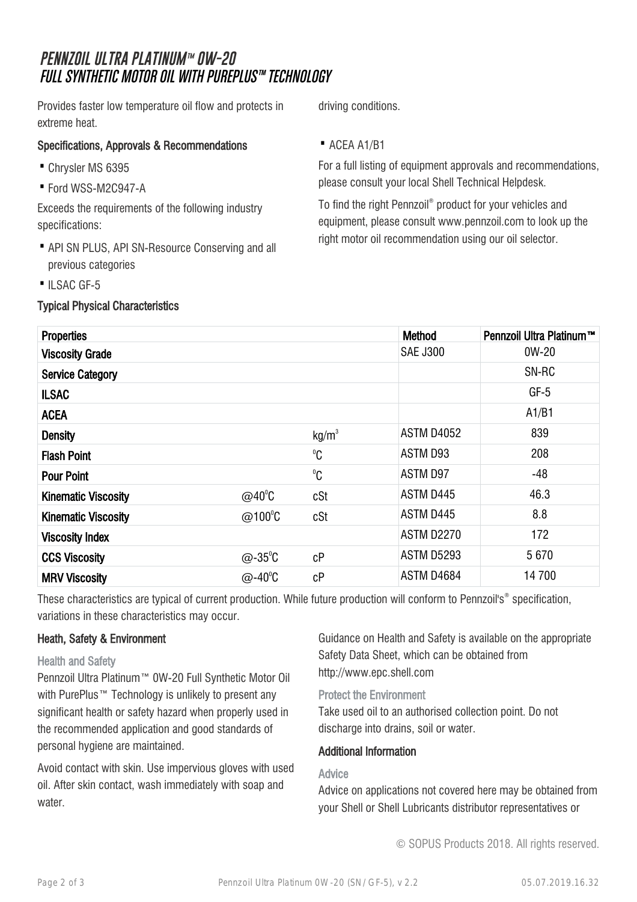# PENNZOIL ULTRA PLATINUM™ 0W-20
## FULL SYNTHETIC MOTOR OIL WITH PUREPLUS™ TECHNOLOGY

Provides faster low temperature oil flow and protects in extreme heat.

### Specifications, Approvals & Recommendations

- Chrysler MS 6395
- Ford WSS-M2C947-A

Exceeds the requirements of the following industry specifications:

- API SN PLUS, API SN-Resource Conserving and all previous categories
- ILSAC GF-5

driving conditions.

- ACEA A1/B1

For a full listing of equipment approvals and recommendations, please consult your local Shell Technical Helpdesk.

To find the right Pennzoil® product for your vehicles and equipment, please consult www.pennzoil.com to look up the right motor oil recommendation using our oil selector.

### Typical Physical Characteristics

| Properties | | | Method | Pennzoil Ultra Platinum™ |
|---|---|---|---|---|
| Viscosity Grade | | | SAE J300 | 0W-20 |
| Service Category | | | | SN-RC |
| ILSAC | | | | GF-5 |
| ACEA | | | | A1/B1 |
| Density | | $kg/m^3$ | ASTM D4052 | 839 |
| Flash Point | | $^0C$ | ASTM D93 | 208 |
| Pour Point | | $^0C$ | ASTM D97 | -48 |
| Kinematic Viscosity | @40$^0$C | cSt | ASTM D445 | 46.3 |
| Kinematic Viscosity | @100$^0$C | cSt | ASTM D445 | 8.8 |
| Viscosity Index | | | ASTM D2270 | 172 |
| CCS Viscosity | @-35$^0$C | cP | ASTM D5293 | 5 670 |
| MRV Viscosity | @-40$^0$C | cP | ASTM D4684 | 14 700 |

These characteristics are typical of current production. While future production will conform to Pennzoil's® specification, variations in these characteristics may occur.

### Heath, Safety & Environment

#### Health and Safety

Pennzoil Ultra Platinum™ 0W-20 Full Synthetic Motor Oil with PurePlus™ Technology is unlikely to present any significant health or safety hazard when properly used in the recommended application and good standards of personal hygiene are maintained.

Avoid contact with skin. Use impervious gloves with used oil. After skin contact, wash immediately with soap and water.

Guidance on Health and Safety is available on the appropriate Safety Data Sheet, which can be obtained from http://www.epc.shell.com

#### Protect the Environment

Take used oil to an authorised collection point. Do not discharge into drains, soil or water.

### Additional Information

#### Advice

Advice on applications not covered here may be obtained from your Shell or Shell Lubricants distributor representatives or

© SOPUS Products 2018. All rights reserved.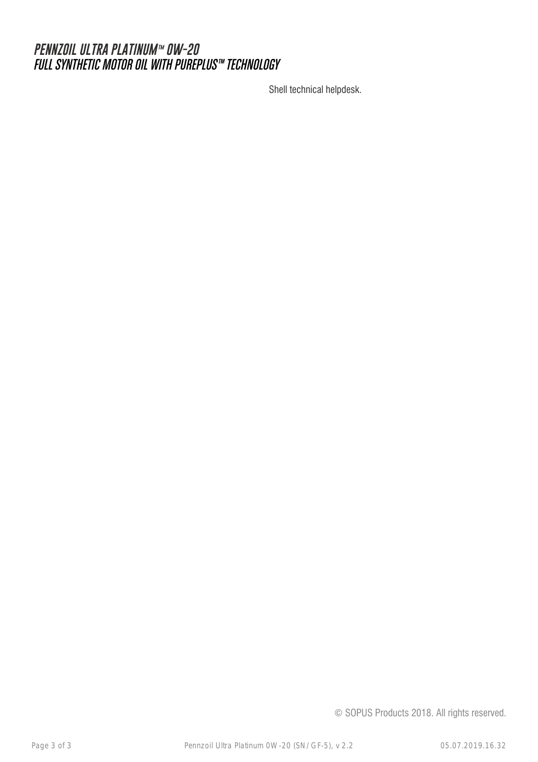Shell technical helpdesk.

© SOPUS Products 2018. All rights reserved.